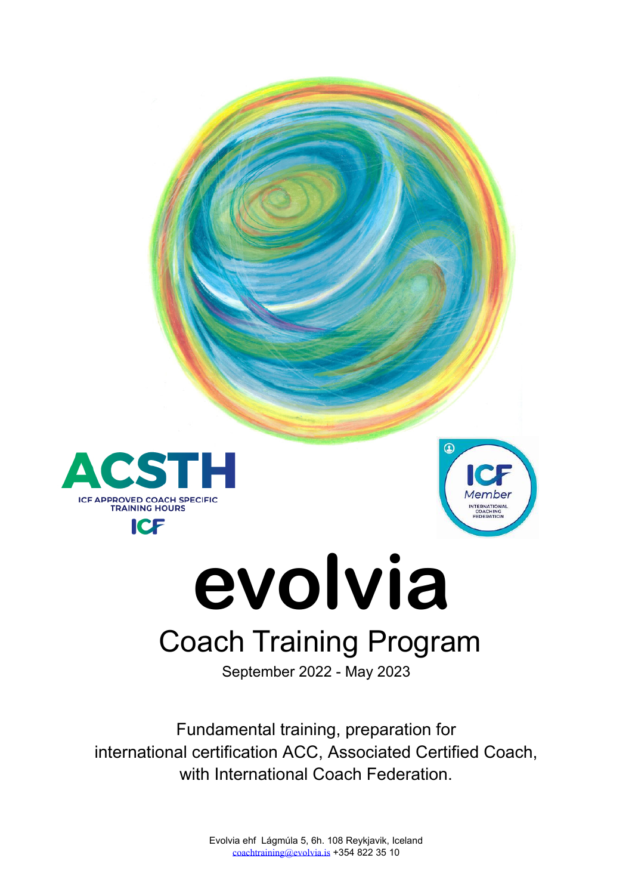ACSTH

ICF APPROVED COACH SPECIFIC TRAINING HOURS

ICF

ICF Member

INTERNATIONAL COACHING FEDERATION

# evolvia

## Coach Training Program

September 2022 - May 2023

Fundamental training, preparation for international certification ACC, Associated Certified Coach, with International Coach Federation.

Evolvia ehf Lágmúla 5, 6h. 108 Reykjavik, Iceland
coachtraining@evolvia.is +354 822 35 10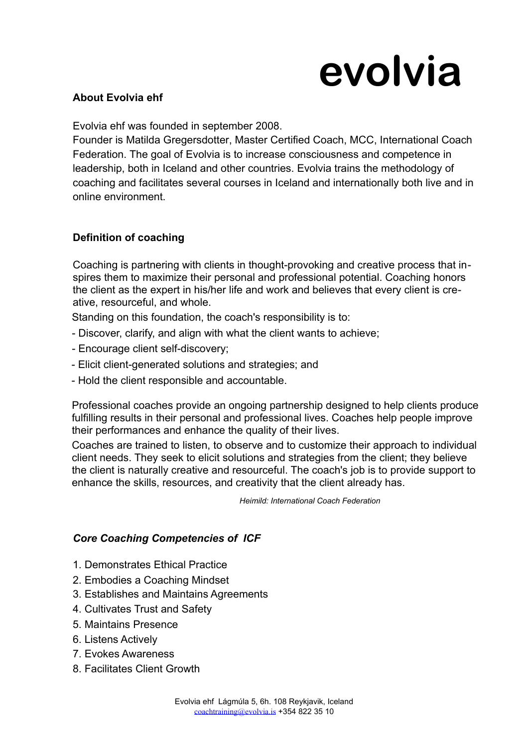# evolvia

**About Evolvia ehf**

Evolvia ehf was founded in september 2008.
Founder is Matilda Gregersdotter, Master Certified Coach, MCC, International Coach Federation. The goal of Evolvia is to increase consciousness and competence in leadership, both in Iceland and other countries. Evolvia trains the methodology of coaching and facilitates several courses in Iceland and internationally both live and in online environment.

**Definition of coaching**

Coaching is partnering with clients in thought-provoking and creative process that inspires them to maximize their personal and professional potential. Coaching honors the client as the expert in his/her life and work and believes that every client is creative, resourceful, and whole.
Standing on this foundation, the coach's responsibility is to:

- Discover, clarify, and align with what the client wants to achieve;
- Encourage client self-discovery;
- Elicit client-generated solutions and strategies; and
- Hold the client responsible and accountable.

Professional coaches provide an ongoing partnership designed to help clients produce fulfilling results in their personal and professional lives. Coaches help people improve their performances and enhance the quality of their lives.
Coaches are trained to listen, to observe and to customize their approach to individual client needs. They seek to elicit solutions and strategies from the client; they believe the client is naturally creative and resourceful. The coach's job is to provide support to enhance the skills, resources, and creativity that the client already has.

*Heimild: International Coach Federation*

***Core Coaching Competencies of ICF***

1. Demonstrates Ethical Practice
2. Embodies a Coaching Mindset
3. Establishes and Maintains Agreements
4. Cultivates Trust and Safety
5. Maintains Presence
6. Listens Actively
7. Evokes Awareness
8. Facilitates Client Growth

Evolvia ehf Lágmúla 5, 6h. 108 Reykjavik, Iceland
coachtraining@evolvia.is +354 822 35 10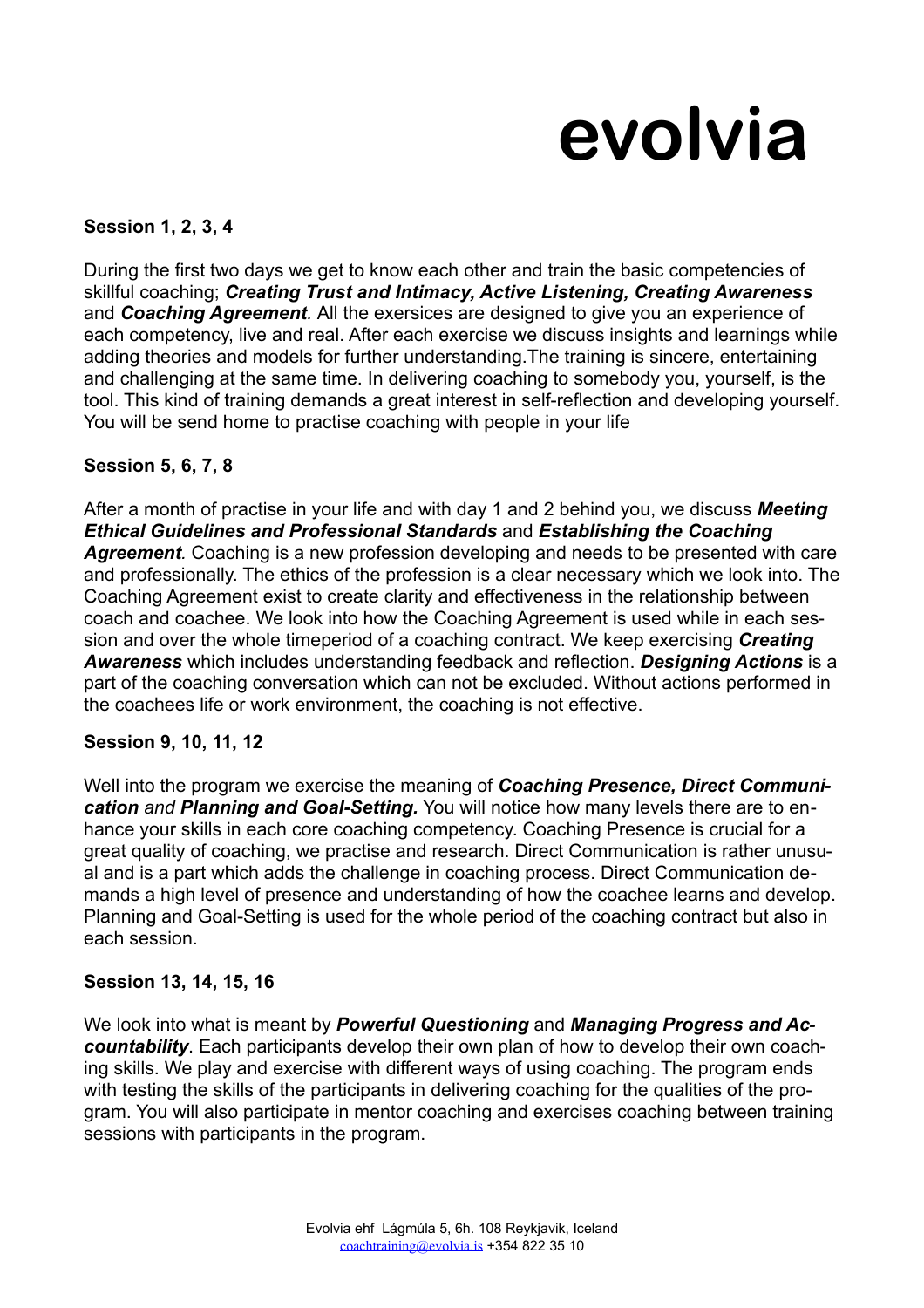# evolvia

**Session 1, 2, 3, 4**

During the first two days we get to know each other and train the basic competencies of skillful coaching; ***Creating Trust and Intimacy, Active Listening, Creating Awareness*** and ***Coaching Agreement***. All the exersices are designed to give you an experience of each competency, live and real. After each exercise we discuss insights and learnings while adding theories and models for further understanding.The training is sincere, entertaining and challenging at the same time. In delivering coaching to somebody you, yourself, is the tool. This kind of training demands a great interest in self-reflection and developing yourself. You will be send home to practise coaching with people in your life

**Session 5, 6, 7, 8**

After a month of practise in your life and with day 1 and 2 behind you, we discuss ***Meeting Ethical Guidelines and Professional Standards*** and ***Establishing the Coaching Agreement***. Coaching is a new profession developing and needs to be presented with care and professionally. The ethics of the profession is a clear necessary which we look into. The Coaching Agreement exist to create clarity and effectiveness in the relationship between coach and coachee. We look into how the Coaching Agreement is used while in each session and over the whole timeperiod of a coaching contract. We keep exercising ***Creating Awareness*** which includes understanding feedback and reflection. ***Designing Actions*** is a part of the coaching conversation which can not be excluded. Without actions performed in the coachees life or work environment, the coaching is not effective.

**Session 9, 10, 11, 12**

Well into the program we exercise the meaning of ***Coaching Presence, Direct Communication*** *and* ***Planning and Goal-Setting.*** You will notice how many levels there are to enhance your skills in each core coaching competency. Coaching Presence is crucial for a great quality of coaching, we practise and research. Direct Communication is rather unusual and is a part which adds the challenge in coaching process. Direct Communication demands a high level of presence and understanding of how the coachee learns and develop. Planning and Goal-Setting is used for the whole period of the coaching contract but also in each session.

**Session 13, 14, 15, 16**

We look into what is meant by ***Powerful Questioning*** and ***Managing Progress and Accountability***. Each participants develop their own plan of how to develop their own coaching skills. We play and exercise with different ways of using coaching. The program ends with testing the skills of the participants in delivering coaching for the qualities of the program. You will also participate in mentor coaching and exercises coaching between training sessions with participants in the program.

Evolvia ehf Lágmúla 5, 6h. 108 Reykjavik, Iceland
coachtraining@evolvia.is +354 822 35 10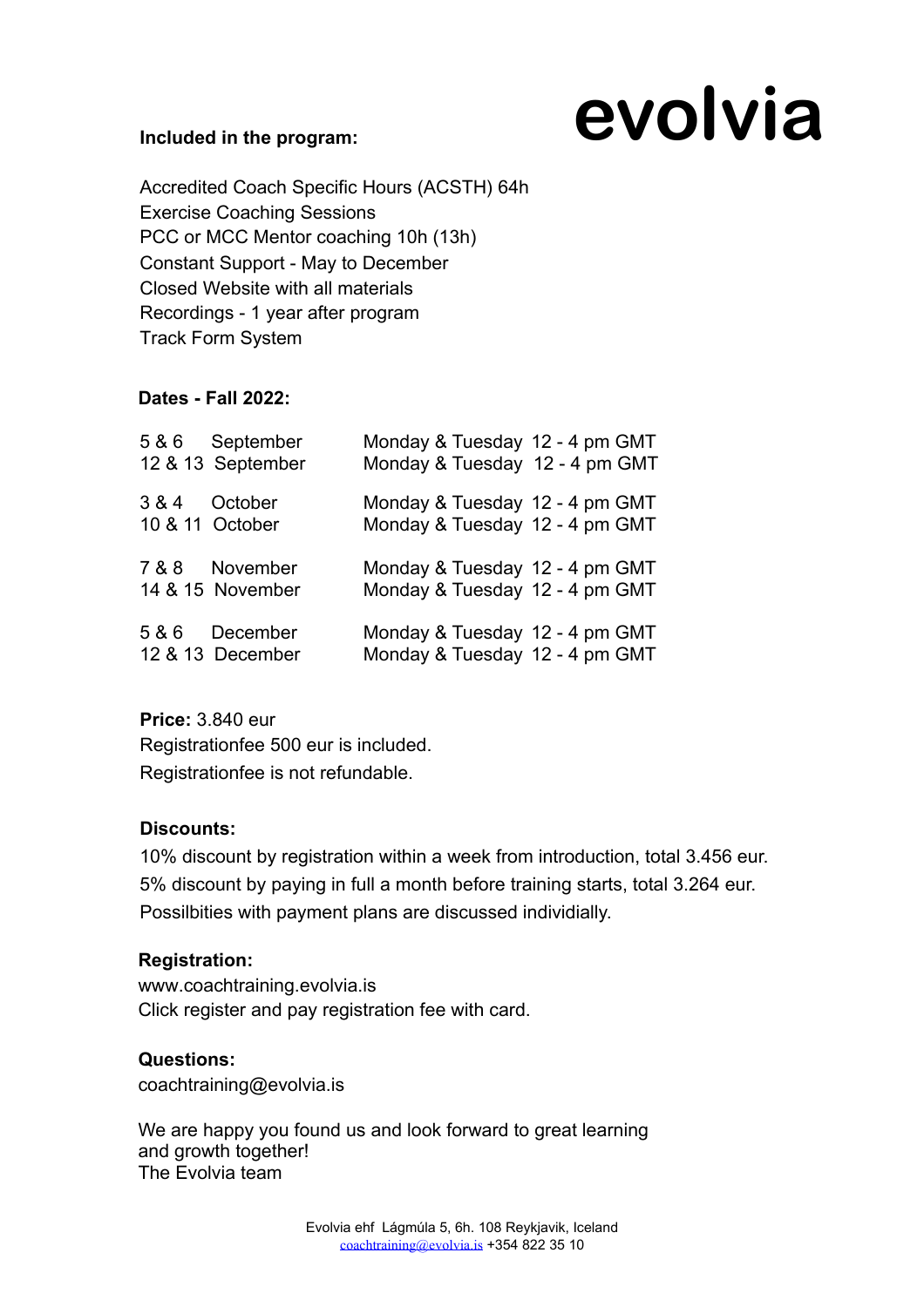# evolvia

**Included in the program:**

Accredited Coach Specific Hours (ACSTH) 64h
Exercise Coaching Sessions
PCC or MCC Mentor coaching 10h (13h)
Constant Support - May to December
Closed Website with all materials
Recordings - 1 year after program
Track Form System

**Dates - Fall 2022:**

| | |
|---|---|
| 5 & 6 September | Monday & Tuesday 12 - 4 pm GMT |
| 12 & 13 September | Monday & Tuesday 12 - 4 pm GMT |
| 3 & 4 October | Monday & Tuesday 12 - 4 pm GMT |
| 10 & 11 October | Monday & Tuesday 12 - 4 pm GMT |
| 7 & 8 November | Monday & Tuesday 12 - 4 pm GMT |
| 14 & 15 November | Monday & Tuesday 12 - 4 pm GMT |
| 5 & 6 December | Monday & Tuesday 12 - 4 pm GMT |
| 12 & 13 December | Monday & Tuesday 12 - 4 pm GMT |

**Price:** 3.840 eur
Registrationfee 500 eur is included.
Registrationfee is not refundable.

**Discounts:**
10% discount by registration within a week from introduction, total 3.456 eur.
5% discount by paying in full a month before training starts, total 3.264 eur.
Possilbities with payment plans are discussed individially.

**Registration:**
www.coachtraining.evolvia.is
Click register and pay registration fee with card.

**Questions:**
coachtraining@evolvia.is

We are happy you found us and look forward to great learning and growth together!
The Evolvia team

Evolvia ehf Lágmúla 5, 6h. 108 Reykjavik, Iceland
coachtraining@evolvia.is +354 822 35 10